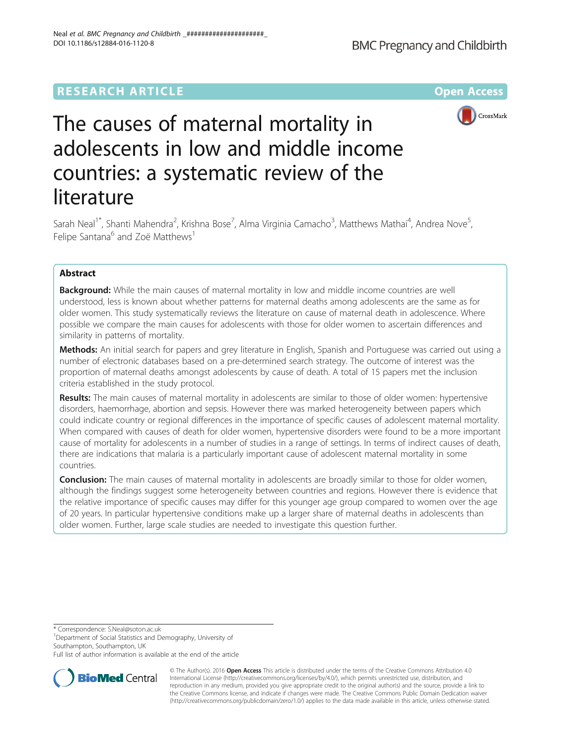RESEARCH ARTICLE

Open Access

# The causes of maternal mortality in adolescents in low and middle income countries: a systematic review of the literature

Sarah Neal[1*], Shanti Mahendra[2], Krishna Bose[7], Alma Virginia Camacho[3], Matthews Mathai[4], Andrea Nove[5], Felipe Santana[6] and Zoë Matthews[1]

## Abstract

**Background:** While the main causes of maternal mortality in low and middle income countries are well understood, less is known about whether patterns for maternal deaths among adolescents are the same as for older women. This study systematically reviews the literature on cause of maternal death in adolescence. Where possible we compare the main causes for adolescents with those for older women to ascertain differences and similarity in patterns of mortality.

**Methods:** An initial search for papers and grey literature in English, Spanish and Portuguese was carried out using a number of electronic databases based on a pre-determined search strategy. The outcome of interest was the proportion of maternal deaths amongst adolescents by cause of death. A total of 15 papers met the inclusion criteria established in the study protocol.

**Results:** The main causes of maternal mortality in adolescents are similar to those of older women: hypertensive disorders, haemorrhage, abortion and sepsis. However there was marked heterogeneity between papers which could indicate country or regional differences in the importance of specific causes of adolescent maternal mortality. When compared with causes of death for older women, hypertensive disorders were found to be a more important cause of mortality for adolescents in a number of studies in a range of settings. In terms of indirect causes of death, there are indications that malaria is a particularly important cause of adolescent maternal mortality in some countries.

**Conclusion:** The main causes of maternal mortality in adolescents are broadly similar to those for older women, although the findings suggest some heterogeneity between countries and regions. However there is evidence that the relative importance of specific causes may differ for this younger age group compared to women over the age of 20 years. In particular hypertensive conditions make up a larger share of maternal deaths in adolescents than older women. Further, large scale studies are needed to investigate this question further.

---

\* Correspondence: S.Neal@soton.ac.uk
[1]Department of Social Statistics and Demography, University of Southampton, Southampton, UK
Full list of author information is available at the end of the article

© The Author(s). 2016 **Open Access** This article is distributed under the terms of the Creative Commons Attribution 4.0 International License (http://creativecommons.org/licenses/by/4.0/), which permits unrestricted use, distribution, and reproduction in any medium, provided you give appropriate credit to the original author(s) and the source, provide a link to the Creative Commons license, and indicate if changes were made. The Creative Commons Public Domain Dedication waiver (http://creativecommons.org/publicdomain/zero/1.0/) applies to the data made available in this article, unless otherwise stated.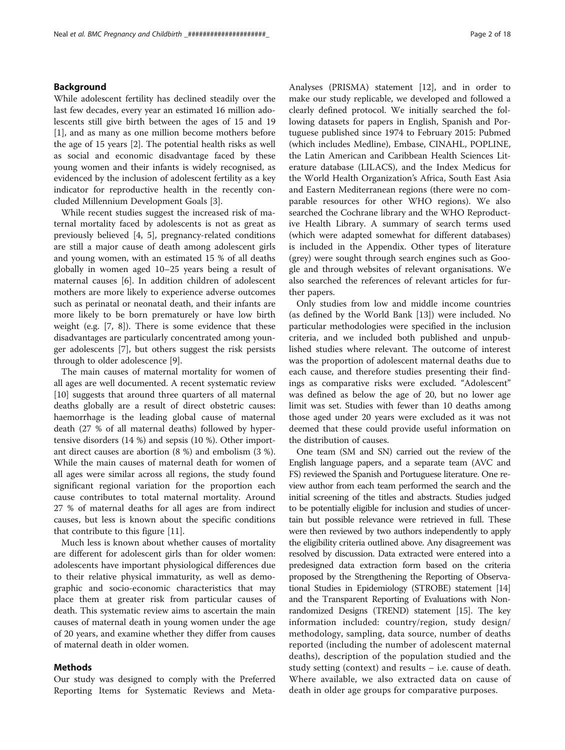## Background

While adolescent fertility has declined steadily over the last few decades, every year an estimated 16 million adolescents still give birth between the ages of 15 and 19 [1], and as many as one million become mothers before the age of 15 years [2]. The potential health risks as well as social and economic disadvantage faced by these young women and their infants is widely recognised, as evidenced by the inclusion of adolescent fertility as a key indicator for reproductive health in the recently concluded Millennium Development Goals [3].

While recent studies suggest the increased risk of maternal mortality faced by adolescents is not as great as previously believed [4, 5], pregnancy-related conditions are still a major cause of death among adolescent girls and young women, with an estimated 15 % of all deaths globally in women aged 10–25 years being a result of maternal causes [6]. In addition children of adolescent mothers are more likely to experience adverse outcomes such as perinatal or neonatal death, and their infants are more likely to be born prematurely or have low birth weight (e.g. [7, 8]). There is some evidence that these disadvantages are particularly concentrated among younger adolescents [7], but others suggest the risk persists through to older adolescence [9].

The main causes of maternal mortality for women of all ages are well documented. A recent systematic review [10] suggests that around three quarters of all maternal deaths globally are a result of direct obstetric causes: haemorrhage is the leading global cause of maternal death (27 % of all maternal deaths) followed by hypertensive disorders (14 %) and sepsis (10 %). Other important direct causes are abortion (8 %) and embolism (3 %). While the main causes of maternal death for women of all ages were similar across all regions, the study found significant regional variation for the proportion each cause contributes to total maternal mortality. Around 27 % of maternal deaths for all ages are from indirect causes, but less is known about the specific conditions that contribute to this figure [11].

Much less is known about whether causes of mortality are different for adolescent girls than for older women: adolescents have important physiological differences due to their relative physical immaturity, as well as demographic and socio-economic characteristics that may place them at greater risk from particular causes of death. This systematic review aims to ascertain the main causes of maternal death in young women under the age of 20 years, and examine whether they differ from causes of maternal death in older women.

## Methods

Our study was designed to comply with the Preferred Reporting Items for Systematic Reviews and Meta-Analyses (PRISMA) statement [12], and in order to make our study replicable, we developed and followed a clearly defined protocol. We initially searched the following datasets for papers in English, Spanish and Portuguese published since 1974 to February 2015: Pubmed (which includes Medline), Embase, CINAHL, POPLINE, the Latin American and Caribbean Health Sciences Literature database (LILACS), and the Index Medicus for the World Health Organization's Africa, South East Asia and Eastern Mediterranean regions (there were no comparable resources for other WHO regions). We also searched the Cochrane library and the WHO Reproductive Health Library. A summary of search terms used (which were adapted somewhat for different databases) is included in the Appendix. Other types of literature (grey) were sought through search engines such as Google and through websites of relevant organisations. We also searched the references of relevant articles for further papers.

Only studies from low and middle income countries (as defined by the World Bank [13]) were included. No particular methodologies were specified in the inclusion criteria, and we included both published and unpublished studies where relevant. The outcome of interest was the proportion of adolescent maternal deaths due to each cause, and therefore studies presenting their findings as comparative risks were excluded. "Adolescent" was defined as below the age of 20, but no lower age limit was set. Studies with fewer than 10 deaths among those aged under 20 years were excluded as it was not deemed that these could provide useful information on the distribution of causes.

One team (SM and SN) carried out the review of the English language papers, and a separate team (AVC and FS) reviewed the Spanish and Portuguese literature. One review author from each team performed the search and the initial screening of the titles and abstracts. Studies judged to be potentially eligible for inclusion and studies of uncertain but possible relevance were retrieved in full. These were then reviewed by two authors independently to apply the eligibility criteria outlined above. Any disagreement was resolved by discussion. Data extracted were entered into a predesigned data extraction form based on the criteria proposed by the Strengthening the Reporting of Observational Studies in Epidemiology (STROBE) statement [14] and the Transparent Reporting of Evaluations with Nonrandomized Designs (TREND) statement [15]. The key information included: country/region, study design/methodology, sampling, data source, number of deaths reported (including the number of adolescent maternal deaths), description of the population studied and the study setting (context) and results – i.e. cause of death. Where available, we also extracted data on cause of death in older age groups for comparative purposes.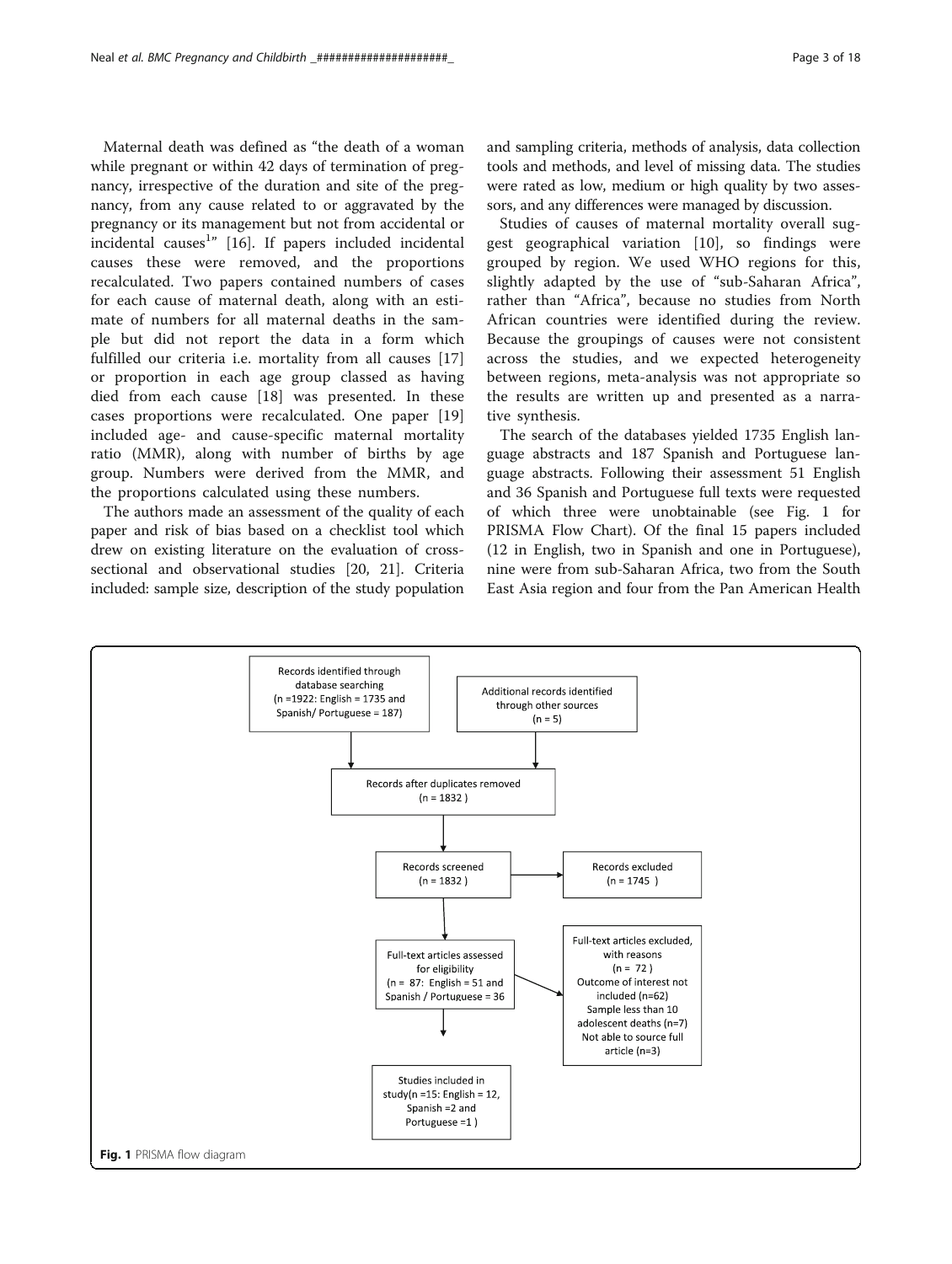Maternal death was defined as "the death of a woman while pregnant or within 42 days of termination of pregnancy, irrespective of the duration and site of the pregnancy, from any cause related to or aggravated by the pregnancy or its management but not from accidental or incidental causes[1]" [16]. If papers included incidental causes these were removed, and the proportions recalculated. Two papers contained numbers of cases for each cause of maternal death, along with an estimate of numbers for all maternal deaths in the sample but did not report the data in a form which fulfilled our criteria i.e. mortality from all causes [17] or proportion in each age group classed as having died from each cause [18] was presented. In these cases proportions were recalculated. One paper [19] included age- and cause-specific maternal mortality ratio (MMR), along with number of births by age group. Numbers were derived from the MMR, and the proportions calculated using these numbers.

The authors made an assessment of the quality of each paper and risk of bias based on a checklist tool which drew on existing literature on the evaluation of cross-sectional and observational studies [20, 21]. Criteria included: sample size, description of the study population and sampling criteria, methods of analysis, data collection tools and methods, and level of missing data. The studies were rated as low, medium or high quality by two assessors, and any differences were managed by discussion.

Studies of causes of maternal mortality overall suggest geographical variation [10], so findings were grouped by region. We used WHO regions for this, slightly adapted by the use of "sub-Saharan Africa", rather than "Africa", because no studies from North African countries were identified during the review. Because the groupings of causes were not consistent across the studies, and we expected heterogeneity between regions, meta-analysis was not appropriate so the results are written up and presented as a narrative synthesis.

The search of the databases yielded 1735 English language abstracts and 187 Spanish and Portuguese language abstracts. Following their assessment 51 English and 36 Spanish and Portuguese full texts were requested of which three were unobtainable (see Fig. 1 for PRISMA Flow Chart). Of the final 15 papers included (12 in English, two in Spanish and one in Portuguese), nine were from sub-Saharan Africa, two from the South East Asia region and four from the Pan American Health

- Records identified through database searching (n =1922: English = 1735 and Spanish/ Portuguese = 187)
- Additional records identified through other sources (n = 5)
- Records after duplicates removed (n = 1832 )
- Records screened (n = 1832 )
- Records excluded (n = 1745 )
- Full-text articles assessed for eligibility (n = 87: English = 51 and Spanish / Portuguese = 36
- Full-text articles excluded, with reasons (n = 72 ) Outcome of interest not included (n=62) Sample less than 10 adolescent deaths (n=7) Not able to source full article (n=3)
- Studies included in study(n =15: English = 12, Spanish =2 and Portuguese =1 )

**Fig. 1** PRISMA flow diagram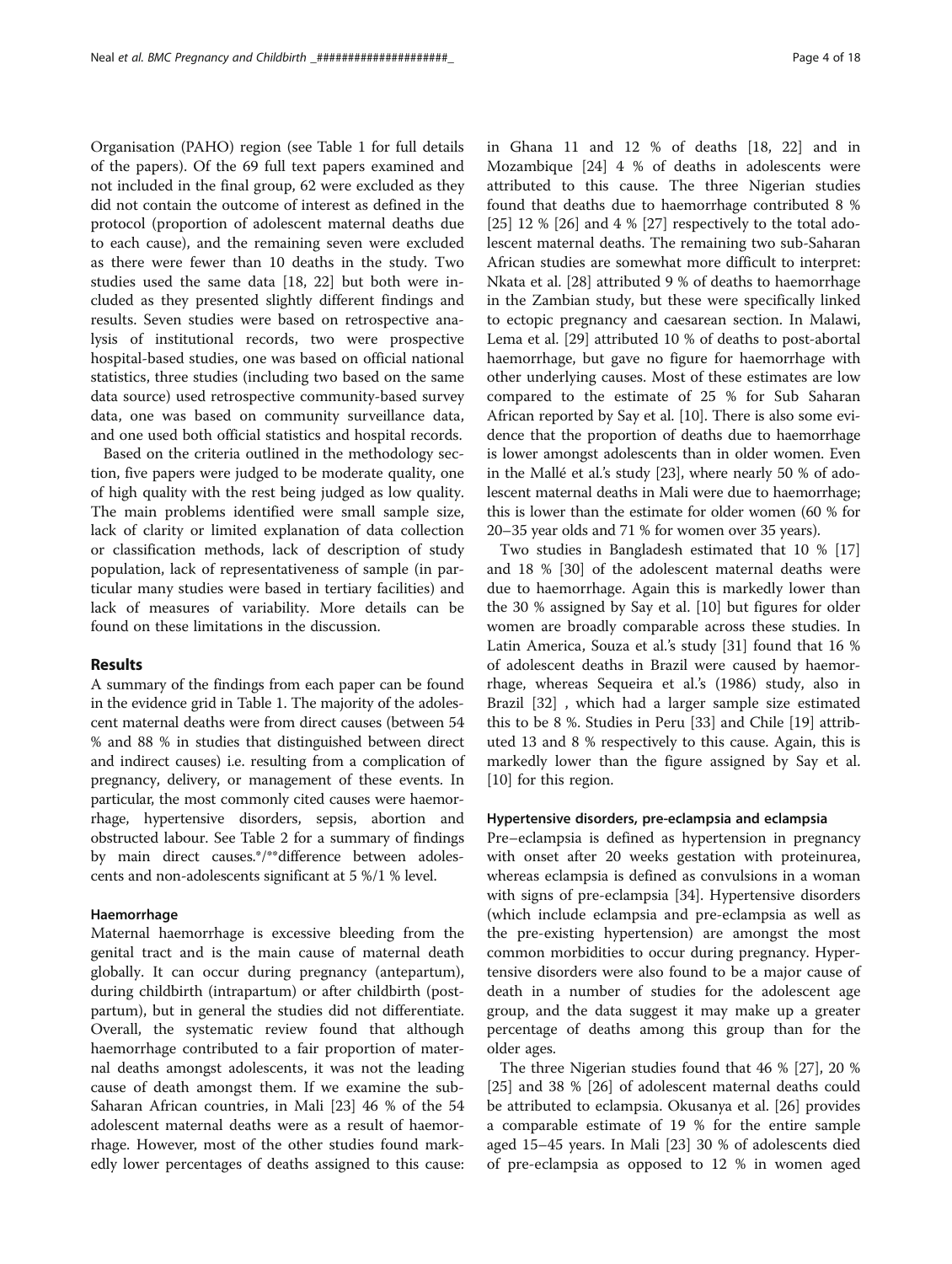Organisation (PAHO) region (see Table 1 for full details of the papers). Of the 69 full text papers examined and not included in the final group, 62 were excluded as they did not contain the outcome of interest as defined in the protocol (proportion of adolescent maternal deaths due to each cause), and the remaining seven were excluded as there were fewer than 10 deaths in the study. Two studies used the same data [18, 22] but both were included as they presented slightly different findings and results. Seven studies were based on retrospective analysis of institutional records, two were prospective hospital-based studies, one was based on official national statistics, three studies (including two based on the same data source) used retrospective community-based survey data, one was based on community surveillance data, and one used both official statistics and hospital records.

Based on the criteria outlined in the methodology section, five papers were judged to be moderate quality, one of high quality with the rest being judged as low quality. The main problems identified were small sample size, lack of clarity or limited explanation of data collection or classification methods, lack of description of study population, lack of representativeness of sample (in particular many studies were based in tertiary facilities) and lack of measures of variability. More details can be found on these limitations in the discussion.

## Results

A summary of the findings from each paper can be found in the evidence grid in Table 1. The majority of the adolescent maternal deaths were from direct causes (between 54 % and 88 % in studies that distinguished between direct and indirect causes) i.e. resulting from a complication of pregnancy, delivery, or management of these events. In particular, the most commonly cited causes were haemorrhage, hypertensive disorders, sepsis, abortion and obstructed labour. See Table 2 for a summary of findings by main direct causes.*/**difference between adolescents and non-adolescents significant at 5 %/1 % level.

### Haemorrhage

Maternal haemorrhage is excessive bleeding from the genital tract and is the main cause of maternal death globally. It can occur during pregnancy (antepartum), during childbirth (intrapartum) or after childbirth (postpartum), but in general the studies did not differentiate. Overall, the systematic review found that although haemorrhage contributed to a fair proportion of maternal deaths amongst adolescents, it was not the leading cause of death amongst them. If we examine the sub-Saharan African countries, in Mali [23] 46 % of the 54 adolescent maternal deaths were as a result of haemorrhage. However, most of the other studies found markedly lower percentages of deaths assigned to this cause: in Ghana 11 and 12 % of deaths [18, 22] and in Mozambique [24] 4 % of deaths in adolescents were attributed to this cause. The three Nigerian studies found that deaths due to haemorrhage contributed 8 % [25] 12 % [26] and 4 % [27] respectively to the total adolescent maternal deaths. The remaining two sub-Saharan African studies are somewhat more difficult to interpret: Nkata et al. [28] attributed 9 % of deaths to haemorrhage in the Zambian study, but these were specifically linked to ectopic pregnancy and caesarean section. In Malawi, Lema et al. [29] attributed 10 % of deaths to post-abortal haemorrhage, but gave no figure for haemorrhage with other underlying causes. Most of these estimates are low compared to the estimate of 25 % for Sub Saharan African reported by Say et al. [10]. There is also some evidence that the proportion of deaths due to haemorrhage is lower amongst adolescents than in older women. Even in the Mallé et al.'s study [23], where nearly 50 % of adolescent maternal deaths in Mali were due to haemorrhage; this is lower than the estimate for older women (60 % for 20–35 year olds and 71 % for women over 35 years).

Two studies in Bangladesh estimated that 10 % [17] and 18 % [30] of the adolescent maternal deaths were due to haemorrhage. Again this is markedly lower than the 30 % assigned by Say et al. [10] but figures for older women are broadly comparable across these studies. In Latin America, Souza et al.'s study [31] found that 16 % of adolescent deaths in Brazil were caused by haemorrhage, whereas Sequeira et al.'s (1986) study, also in Brazil [32] , which had a larger sample size estimated this to be 8 %. Studies in Peru [33] and Chile [19] attributed 13 and 8 % respectively to this cause. Again, this is markedly lower than the figure assigned by Say et al. [10] for this region.

### Hypertensive disorders, pre-eclampsia and eclampsia

Pre–eclampsia is defined as hypertension in pregnancy with onset after 20 weeks gestation with proteinurea, whereas eclampsia is defined as convulsions in a woman with signs of pre-eclampsia [34]. Hypertensive disorders (which include eclampsia and pre-eclampsia as well as the pre-existing hypertension) are amongst the most common morbidities to occur during pregnancy. Hypertensive disorders were also found to be a major cause of death in a number of studies for the adolescent age group, and the data suggest it may make up a greater percentage of deaths among this group than for the older ages.

The three Nigerian studies found that 46 % [27], 20 % [25] and 38 % [26] of adolescent maternal deaths could be attributed to eclampsia. Okusanya et al. [26] provides a comparable estimate of 19 % for the entire sample aged 15–45 years. In Mali [23] 30 % of adolescents died of pre-eclampsia as opposed to 12 % in women aged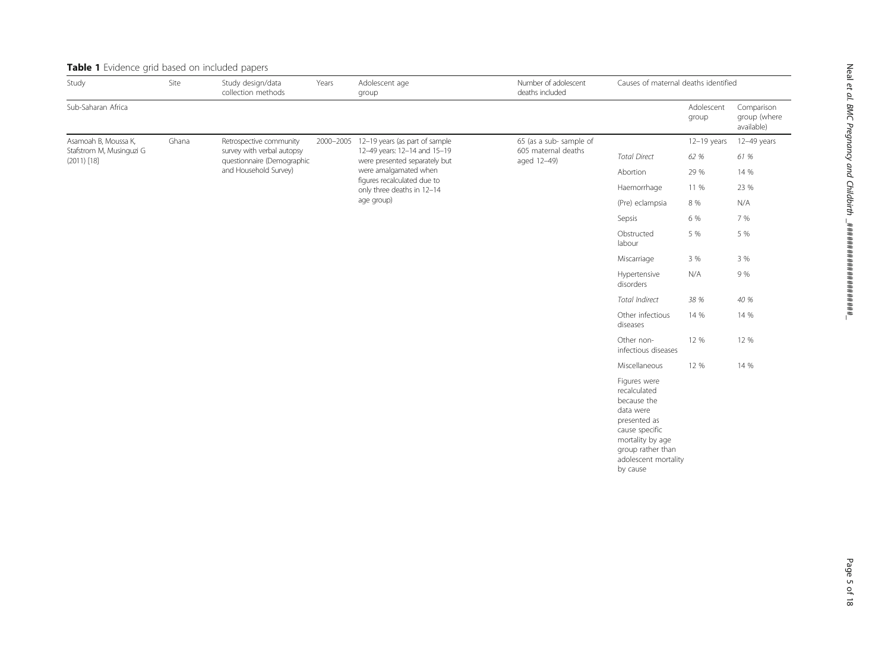**Table 1** Evidence grid based on included papers

| Study | Site | Study design/data collection methods | Years | Adolescent age group | Number of adolescent deaths included | Causes of maternal deaths identified | | |
|---|---|---|---|---|---|---|---|---|
| Sub-Saharan Africa | | | | | | | Adolescent group | Comparison group (where available) |
| Asamoah B, Moussa K, Stafstrom M, Musinguzi G (2011) [18] | Ghana | Retrospective community survey with verbal autopsy questionnaire (Demographic and Household Survey) | 2000–2005 | 12–19 years (as part of sample 12–49 years: 12–14 and 15–19 were presented separately but were amalgamated when figures recalculated due to only three deaths in 12–14 age group) | 65 (as a sub- sample of 605 maternal deaths aged 12–49) | | 12–19 years | 12–49 years |
| | | | | | | *Total Direct* | *62 %* | *61 %* |
| | | | | | | Abortion | 29 % | 14 % |
| | | | | | | Haemorrhage | 11 % | 23 % |
| | | | | | | (Pre) eclampsia | 8 % | N/A |
| | | | | | | Sepsis | 6 % | 7 % |
| | | | | | | Obstructed labour | 5 % | 5 % |
| | | | | | | Miscarriage | 3 % | 3 % |
| | | | | | | Hypertensive disorders | N/A | 9 % |
| | | | | | | *Total Indirect* | *38 %* | *40 %* |
| | | | | | | Other infectious diseases | 14 % | 14 % |
| | | | | | | Other non-infectious diseases | 12 % | 12 % |
| | | | | | | Miscellaneous | 12 % | 14 % |
| | | | | | | Figures were recalculated because the data were presented as cause specific mortality by age group rather than adolescent mortality by cause | | |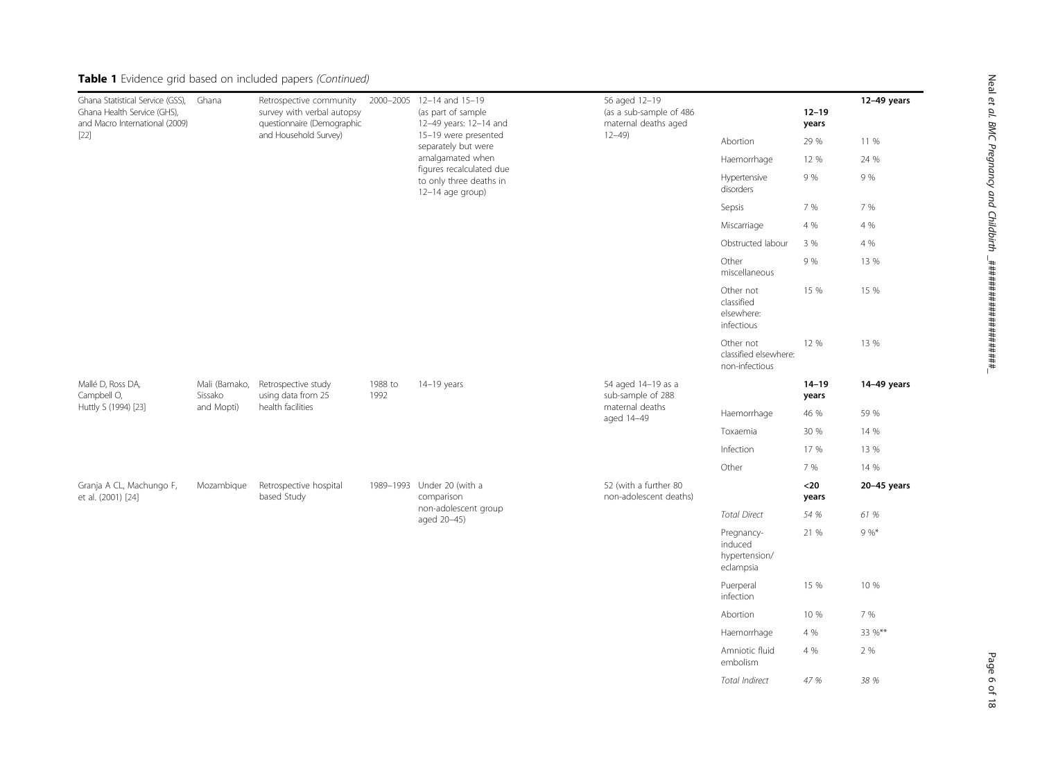**Table 1** Evidence grid based on included papers *(Continued)*

| | | | | | | | | |
|---|---|---|---|---|---|---|---|---|
| Ghana Statistical Service (GSS), Ghana Health Service (GHS), and Macro International (2009) [22] | Ghana | Retrospective community survey with verbal autopsy questionnaire (Demographic and Household Survey) | 2000–2005 | 12–14 and 15–19 (as part of sample 12–49 years: 12–14 and 15–19 were presented separately but were amalgamated when figures recalculated due to only three deaths in 12–14 age group) | 56 aged 12–19 (as a sub-sample of 486 maternal deaths aged 12–49) | | **12–19 years** | **12–49 years** |
| | | | | | | Abortion | 29 % | 11 % |
| | | | | | | Haemorrhage | 12 % | 24 % |
| | | | | | | Hypertensive disorders | 9 % | 9 % |
| | | | | | | Sepsis | 7 % | 7 % |
| | | | | | | Miscarriage | 4 % | 4 % |
| | | | | | | Obstructed labour | 3 % | 4 % |
| | | | | | | Other miscellaneous | 9 % | 13 % |
| | | | | | | Other not classified elsewhere: infectious | 15 % | 15 % |
| | | | | | | Other not classified elsewhere: non-infectious | 12 % | 13 % |
| Mallé D, Ross DA, Campbell O, Huttly S (1994) [23] | Mali (Bamako, Sissako and Mopti) | Retrospective study using data from 25 health facilities | 1988 to 1992 | 14–19 years | 54 aged 14–19 as a sub-sample of 288 maternal deaths aged 14–49 | | **14–19 years** | **14–49 years** |
| | | | | | | Haemorrhage | 46 % | 59 % |
| | | | | | | Toxaemia | 30 % | 14 % |
| | | | | | | Infection | 17 % | 13 % |
| | | | | | | Other | 7 % | 14 % |
| Granja A CL, Machungo F, et al. (2001) [24] | Mozambique | Retrospective hospital based Study | 1989–1993 | Under 20 (with a comparison non-adolescent group aged 20–45) | 52 (with a further 80 non-adolescent deaths) | | **<20 years** | **20–45 years** |
| | | | | | | *Total Direct* | *54 %* | *61 %* |
| | | | | | | Pregnancy-induced hypertension/ eclampsia | 21 % | 9 %* |
| | | | | | | Puerperal infection | 15 % | 10 % |
| | | | | | | Abortion | 10 % | 7 % |
| | | | | | | Haemorrhage | 4 % | 33 %** |
| | | | | | | Amniotic fluid embolism | 4 % | 2 % |
| | | | | | | *Total Indirect* | *47 %* | *38 %* |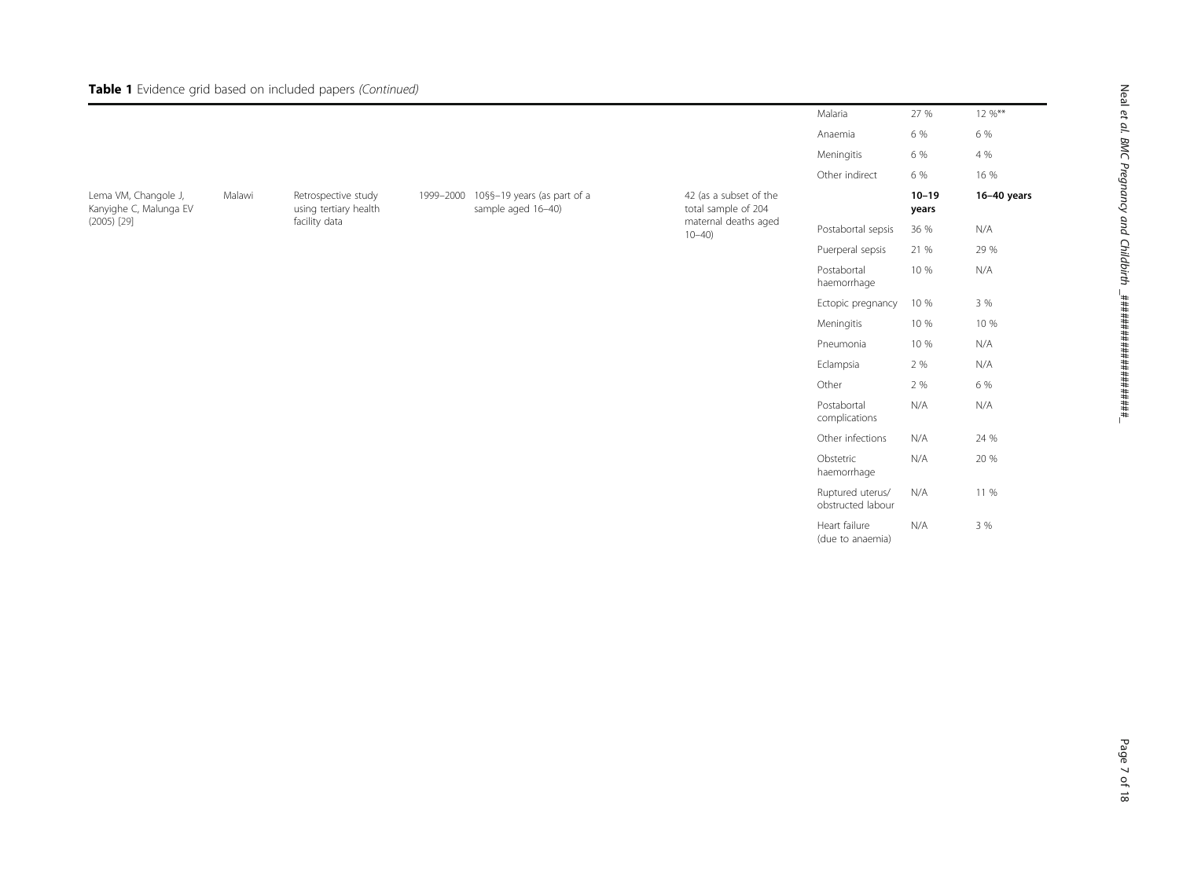**Table 1** Evidence grid based on included papers *(Continued)*

| | | | | | | | | |
|---|---|---|---|---|---|---|---|---|
| | | | | | | Malaria | 27 % | 12 %** |
| | | | | | | Anaemia | 6 % | 6 % |
| | | | | | | Meningitis | 6 % | 4 % |
| | | | | | | Other indirect | 6 % | 16 % |
| Lema VM, Changole J, Kanyighe C, Malunga EV (2005) [29] | Malawi | Retrospective study using tertiary health facility data | 1999–2000 | 10§§–19 years (as part of a sample aged 16–40) | 42 (as a subset of the total sample of 204 maternal deaths aged 10–40) | | **10–19 years** | **16–40 years** |
| | | | | | | Postabortal sepsis | 36 % | N/A |
| | | | | | | Puerperal sepsis | 21 % | 29 % |
| | | | | | | Postabortal haemorrhage | 10 % | N/A |
| | | | | | | Ectopic pregnancy | 10 % | 3 % |
| | | | | | | Meningitis | 10 % | 10 % |
| | | | | | | Pneumonia | 10 % | N/A |
| | | | | | | Eclampsia | 2 % | N/A |
| | | | | | | Other | 2 % | 6 % |
| | | | | | | Postabortal complications | N/A | N/A |
| | | | | | | Other infections | N/A | 24 % |
| | | | | | | Obstetric haemorrhage | N/A | 20 % |
| | | | | | | Ruptured uterus/ obstructed labour | N/A | 11 % |
| | | | | | | Heart failure (due to anaemia) | N/A | 3 % |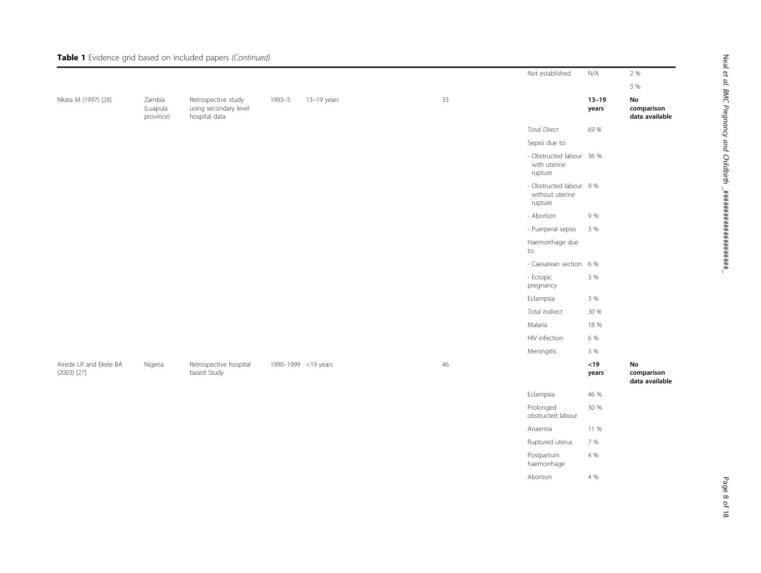**Table 1** Evidence grid based on included papers *(Continued)*

| | | | | | | | | |
|---|---|---|---|---|---|---|---|---|
| | | | | | | Not established | N/A | 2 % |
| | | | | | | | | 3 % |
| Nkata M (1997) [28] | Zambia (Luapula province) | Retrospective study using secondary level hospital data | 1993–5 | 13–19 years | 33 | | **13–19 years** | **No comparison data available** |
| | | | | | | *Total Direct* | *69 %* | |
| | | | | | | Sepsis due to: | | |
| | | | | | | - Obstructed labour with uterine rupture | 36 % | |
| | | | | | | - Obstructed labour without uterine rupture | 9 % | |
| | | | | | | - Abortion | 9 % | |
| | | | | | | - Puerperal sepsis | 3 % | |
| | | | | | | Haemorrhage due to: | | |
| | | | | | | - Caesarean section | 6 % | |
| | | | | | | - Ectopic pregnancy | 3 % | |
| | | | | | | Eclampsia | 3 % | |
| | | | | | | *Total Indirect* | *30 %* | |
| | | | | | | Malaria | 18 % | |
| | | | | | | HIV infection | 6 % | |
| | | | | | | Meningitis | 3 % | |
| Airede LR and Ekele BA (2003) [27] | Nigeria | Retrospective hospital based Study | 1990–1999 | <19 years | 46 | | **<19 years** | **No comparison data available** |
| | | | | | | Eclampsia | 46 % | |
| | | | | | | Prolonged obstructed labour | 30 % | |
| | | | | | | Anaemia | 11 % | |
| | | | | | | Ruptured uterus | 7 % | |
| | | | | | | Postpartum haemorrhage | 4 % | |
| | | | | | | Abortion | 4 % | |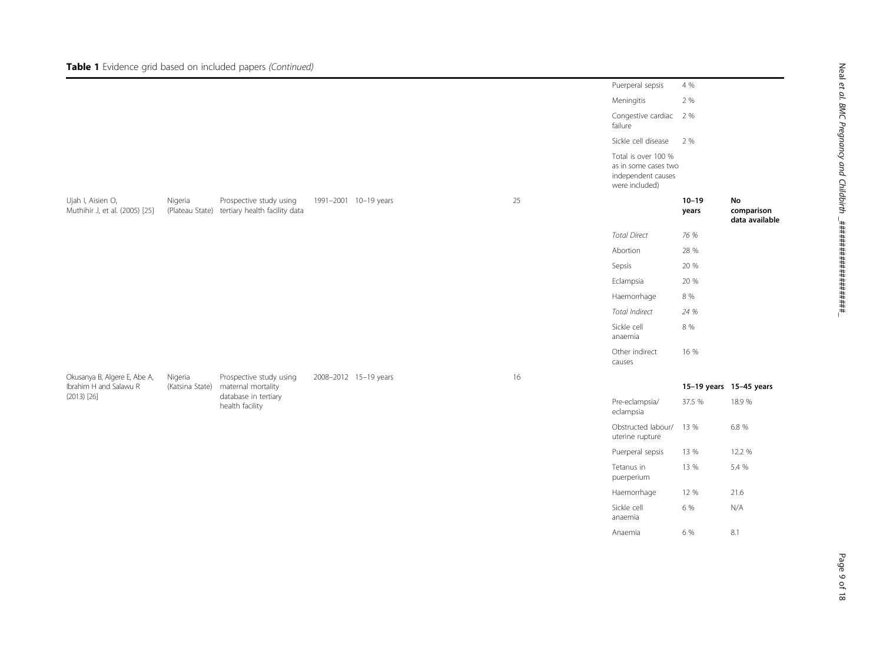**Table 1** Evidence grid based on included papers *(Continued)*

| | | | | | | | | |
|---|---|---|---|---|---|---|---|---|
| | | | | | | Puerperal sepsis | 4 % | |
| | | | | | | Meningitis | 2 % | |
| | | | | | | Congestive cardiac failure | 2 % | |
| | | | | | | Sickle cell disease | 2 % | |
| | | | | | | Total is over 100 % as in some cases two independent causes were included) | | |
| Ujah I, Aisien O, Muthihir J, et al. (2005) [25] | Nigeria (Plateau State) | Prospective study using tertiary health facility data | 1991–2001 | 10–19 years | 25 | | **10–19 years** | **No comparison data available** |
| | | | | | | *Total Direct* | *76 %* | |
| | | | | | | Abortion | 28 % | |
| | | | | | | Sepsis | 20 % | |
| | | | | | | Eclampsia | 20 % | |
| | | | | | | Haemorrhage | 8 % | |
| | | | | | | *Total Indirect* | *24 %* | |
| | | | | | | Sickle cell anaemia | 8 % | |
| | | | | | | Other indirect causes | 16 % | |
| Okusanya B, Algere E, Abe A, Ibrahim H and Salawu R (2013) [26] | Nigeria (Katsina State) | Prospective study using maternal mortality database in tertiary health facility | 2008–2012 | 15–19 years | 16 | | **15–19 years** | **15–45 years** |
| | | | | | | Pre-eclampsia/ eclampsia | 37.5 % | 18.9 % |
| | | | | | | Obstructed labour/ uterine rupture | 13 % | 6.8 % |
| | | | | | | Puerperal sepsis | 13 % | 12.2 % |
| | | | | | | Tetanus in puerperium | 13 % | 5.4 % |
| | | | | | | Haemorrhage | 12 % | 21.6 |
| | | | | | | Sickle cell anaemia | 6 % | N/A |
| | | | | | | Anaemia | 6 % | 8.1 |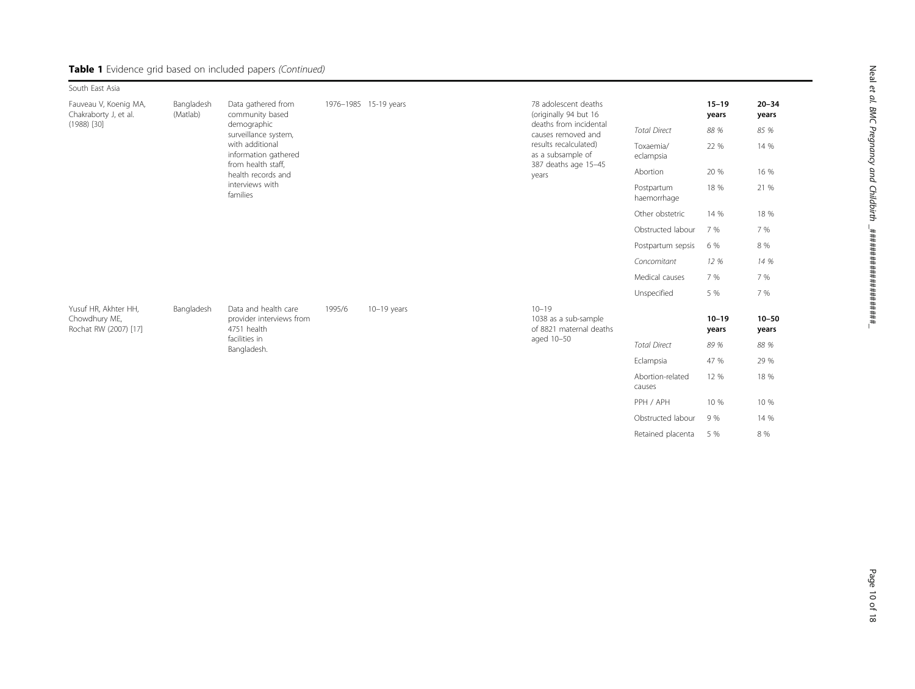**Table 1** Evidence grid based on included papers *(Continued)*

| South East Asia | | | | | | | | |
|---|---|---|---|---|---|---|---|---|
| Fauveau V, Koenig MA, Chakraborty J, et al. (1988) [30] | Bangladesh (Matlab) | Data gathered from community based demographic surveillance system, with additional information gathered from health staff, health records and interviews with families | 1976–1985 | 15-19 years | 78 adolescent deaths (originally 94 but 16 deaths from incidental causes removed and results recalculated) as a subsample of 387 deaths age 15–45 years | | **15–19 years** | **20–34 years** |
| | | | | | | *Total Direct* | *88 %* | *85 %* |
| | | | | | | Toxaemia/ eclampsia | 22 % | 14 % |
| | | | | | | Abortion | 20 % | 16 % |
| | | | | | | Postpartum haemorrhage | 18 % | 21 % |
| | | | | | | Other obstetric | 14 % | 18 % |
| | | | | | | Obstructed labour | 7 % | 7 % |
| | | | | | | Postpartum sepsis | 6 % | 8 % |
| | | | | | | *Concomitant* | *12 %* | *14 %* |
| | | | | | | Medical causes | 7 % | 7 % |
| | | | | | | Unspecified | 5 % | 7 % |
| Yusuf HR, Akhter HH, Chowdhury ME, Rochat RW (2007) [17] | Bangladesh | Data and health care provider interviews from 4751 health facilities in Bangladesh. | 1995/6 | 10–19 years | 10–19 1038 as a sub-sample of 8821 maternal deaths aged 10–50 | | **10–19 years** | **10–50 years** |
| | | | | | | *Total Direct* | *89 %* | *88 %* |
| | | | | | | Eclampsia | 47 % | 29 % |
| | | | | | | Abortion-related causes | 12 % | 18 % |
| | | | | | | PPH / APH | 10 % | 10 % |
| | | | | | | Obstructed labour | 9 % | 14 % |
| | | | | | | Retained placenta | 5 % | 8 % |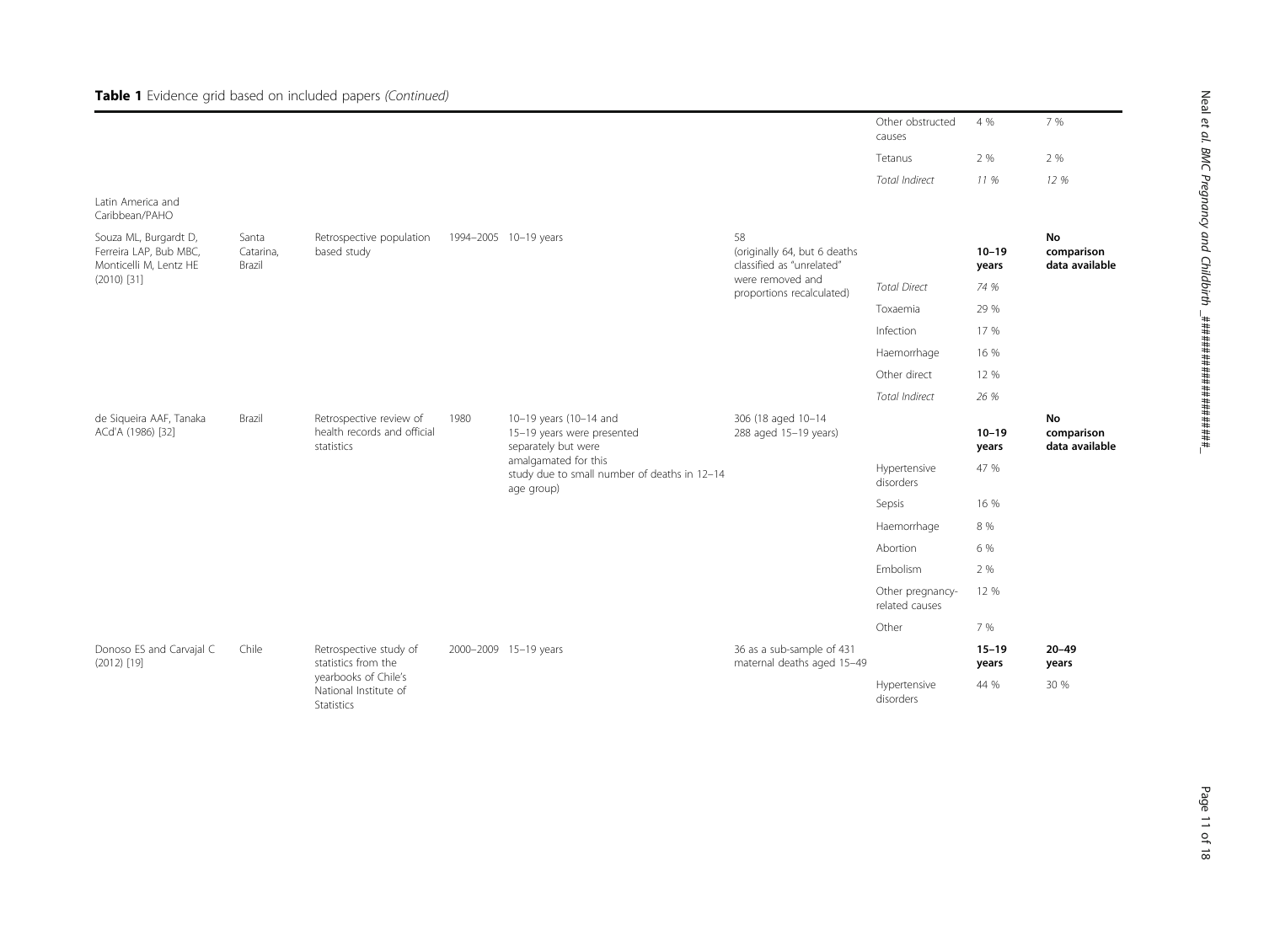**Table 1** Evidence grid based on included papers *(Continued)*

| | | | | | | | | |
|---|---|---|---|---|---|---|---|---|
| | | | | | | Other obstructed causes | 4 % | 7 % |
| | | | | | | Tetanus | 2 % | 2 % |
| | | | | | | *Total Indirect* | *11 %* | *12 %* |
| Latin America and Caribbean/PAHO | | | | | | | | |
| Souza ML, Burgardt D, Ferreira LAP, Bub MBC, Monticelli M, Lentz HE (2010) [31] | Santa Catarina, Brazil | Retrospective population based study | 1994–2005 | 10–19 years | 58 (originally 64, but 6 deaths classified as "unrelated" were removed and proportions recalculated) | | **10–19 years** | **No comparison data available** |
| | | | | | | *Total Direct* | *74 %* | |
| | | | | | | Toxaemia | 29 % | |
| | | | | | | Infection | 17 % | |
| | | | | | | Haemorrhage | 16 % | |
| | | | | | | Other direct | 12 % | |
| | | | | | | *Total Indirect* | *26 %* | |
| de Siqueira AAF, Tanaka ACd'A (1986) [32] | Brazil | Retrospective review of health records and official statistics | 1980 | 10–19 years (10–14 and 15–19 years were presented separately but were amalgamated for this study due to small number of deaths in 12–14 age group) | 306 (18 aged 10–14 288 aged 15–19 years) | | **10–19 years** | **No comparison data available** |
| | | | | | | Hypertensive disorders | 47 % | |
| | | | | | | Sepsis | 16 % | |
| | | | | | | Haemorrhage | 8 % | |
| | | | | | | Abortion | 6 % | |
| | | | | | | Embolism | 2 % | |
| | | | | | | Other pregnancy-related causes | 12 % | |
| | | | | | | Other | 7 % | |
| Donoso ES and Carvajal C (2012) [19] | Chile | Retrospective study of statistics from the yearbooks of Chile's National Institute of Statistics | 2000–2009 | 15–19 years | 36 as a sub-sample of 431 maternal deaths aged 15–49 | | **15–19 years** | **20–49 years** |
| | | | | | | Hypertensive disorders | 44 % | 30 % |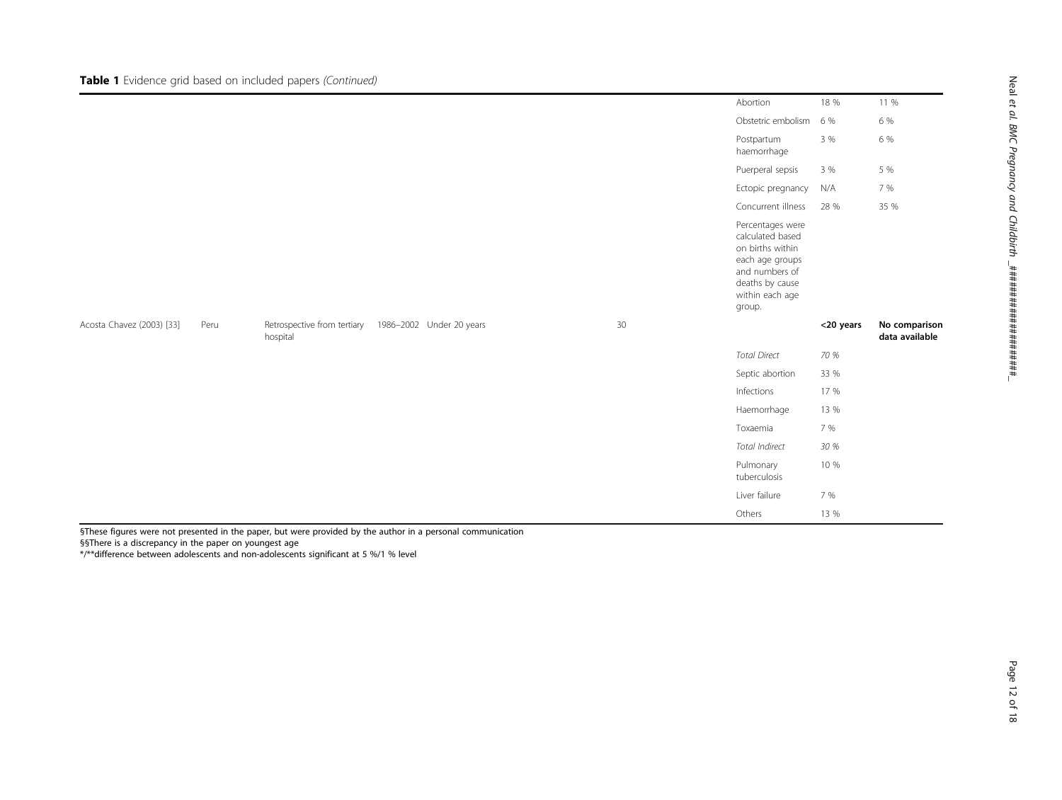**Table 1** Evidence grid based on included papers *(Continued)*

| | | | | | | | | |
|---|---|---|---|---|---|---|---|---|
| | | | | | | Abortion | 18 % | 11 % |
| | | | | | | Obstetric embolism | 6 % | 6 % |
| | | | | | | Postpartum haemorrhage | 3 % | 6 % |
| | | | | | | Puerperal sepsis | 3 % | 5 % |
| | | | | | | Ectopic pregnancy | N/A | 7 % |
| | | | | | | Concurrent illness | 28 % | 35 % |
| | | | | | | Percentages were calculated based on births within each age groups and numbers of deaths by cause within each age group. | | |
| Acosta Chavez (2003) [33] | Peru | Retrospective from tertiary hospital | 1986–2002 | Under 20 years | 30 | | **<20 years** | **No comparison data available** |
| | | | | | | *Total Direct* | *70 %* | |
| | | | | | | Septic abortion | 33 % | |
| | | | | | | Infections | 17 % | |
| | | | | | | Haemorrhage | 13 % | |
| | | | | | | Toxaemia | 7 % | |
| | | | | | | *Total Indirect* | *30 %* | |
| | | | | | | Pulmonary tuberculosis | 10 % | |
| | | | | | | Liver failure | 7 % | |
| | | | | | | Others | 13 % | |

§These figures were not presented in the paper, but were provided by the author in a personal communication

§§There is a discrepancy in the paper on youngest age

*/**difference between adolescents and non-adolescents significant at 5 %/1 % level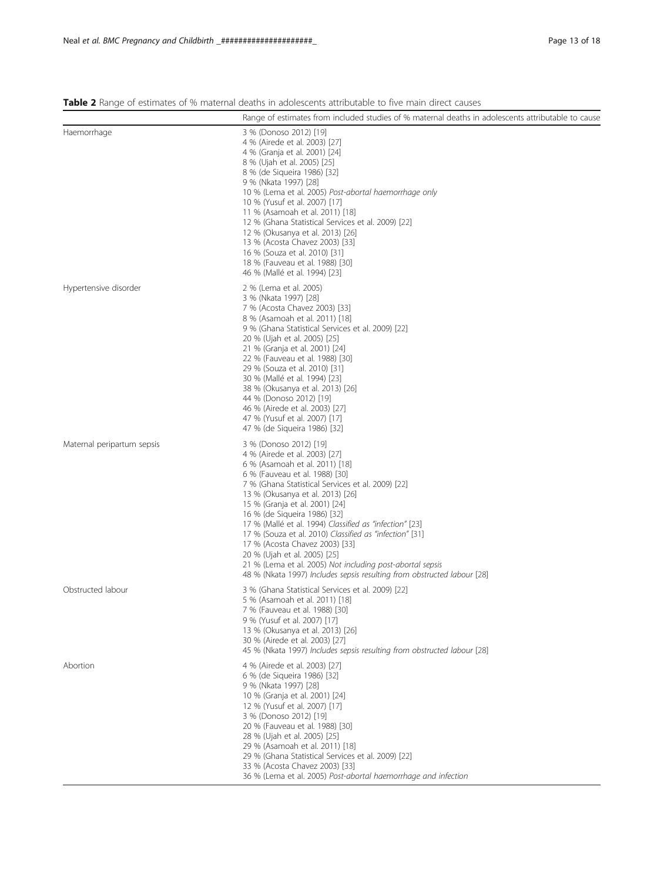**Table 2** Range of estimates of % maternal deaths in adolescents attributable to five main direct causes

| | Range of estimates from included studies of % maternal deaths in adolescents attributable to cause |
|---|---|
| Haemorrhage | 3 % (Donoso 2012) [19]<br>4 % (Airede et al. 2003) [27]<br>4 % (Granja et al. 2001) [24]<br>8 % (Ujah et al. 2005) [25]<br>8 % (de Siqueira 1986) [32]<br>9 % (Nkata 1997) [28]<br>10 % (Lema et al. 2005) *Post-abortal haemorrhage only*<br>10 % (Yusuf et al. 2007) [17]<br>11 % (Asamoah et al. 2011) [18]<br>12 % (Ghana Statistical Services et al. 2009) [22]<br>12 % (Okusanya et al. 2013) [26]<br>13 % (Acosta Chavez 2003) [33]<br>16 % (Souza et al. 2010) [31]<br>18 % (Fauveau et al. 1988) [30]<br>46 % (Mallé et al. 1994) [23] |
| Hypertensive disorder | 2 % (Lema et al. 2005)<br>3 % (Nkata 1997) [28]<br>7 % (Acosta Chavez 2003) [33]<br>8 % (Asamoah et al. 2011) [18]<br>9 % (Ghana Statistical Services et al. 2009) [22]<br>20 % (Ujah et al. 2005) [25]<br>21 % (Granja et al. 2001) [24]<br>22 % (Fauveau et al. 1988) [30]<br>29 % (Souza et al. 2010) [31]<br>30 % (Mallé et al. 1994) [23]<br>38 % (Okusanya et al. 2013) [26]<br>44 % (Donoso 2012) [19]<br>46 % (Airede et al. 2003) [27]<br>47 % (Yusuf et al. 2007) [17]<br>47 % (de Siqueira 1986) [32] |
| Maternal peripartum sepsis | 3 % (Donoso 2012) [19]<br>4 % (Airede et al. 2003) [27]<br>6 % (Asamoah et al. 2011) [18]<br>6 % (Fauveau et al. 1988) [30]<br>7 % (Ghana Statistical Services et al. 2009) [22]<br>13 % (Okusanya et al. 2013) [26]<br>15 % (Granja et al. 2001) [24]<br>16 % (de Siqueira 1986) [32]<br>17 % (Mallé et al. 1994) *Classified as "infection"* [23]<br>17 % (Souza et al. 2010) *Classified as "infection"* [31]<br>17 % (Acosta Chavez 2003) [33]<br>20 % (Ujah et al. 2005) [25]<br>21 % (Lema et al. 2005) *Not including post-abortal sepsis*<br>48 % (Nkata 1997) *Includes sepsis resulting from obstructed labour* [28] |
| Obstructed labour | 3 % (Ghana Statistical Services et al. 2009) [22]<br>5 % (Asamoah et al. 2011) [18]<br>7 % (Fauveau et al. 1988) [30]<br>9 % (Yusuf et al. 2007) [17]<br>13 % (Okusanya et al. 2013) [26]<br>30 % (Airede et al. 2003) [27]<br>45 % (Nkata 1997) *Includes sepsis resulting from obstructed labour* [28] |
| Abortion | 4 % (Airede et al. 2003) [27]<br>6 % (de Siqueira 1986) [32]<br>9 % (Nkata 1997) [28]<br>10 % (Granja et al. 2001) [24]<br>12 % (Yusuf et al. 2007) [17]<br>3 % (Donoso 2012) [19]<br>20 % (Fauveau et al. 1988) [30]<br>28 % (Ujah et al. 2005) [25]<br>29 % (Asamoah et al. 2011) [18]<br>29 % (Ghana Statistical Services et al. 2009) [22]<br>33 % (Acosta Chavez 2003) [33]<br>36 % (Lema et al. 2005) *Post-abortal haemorrhage and infection* |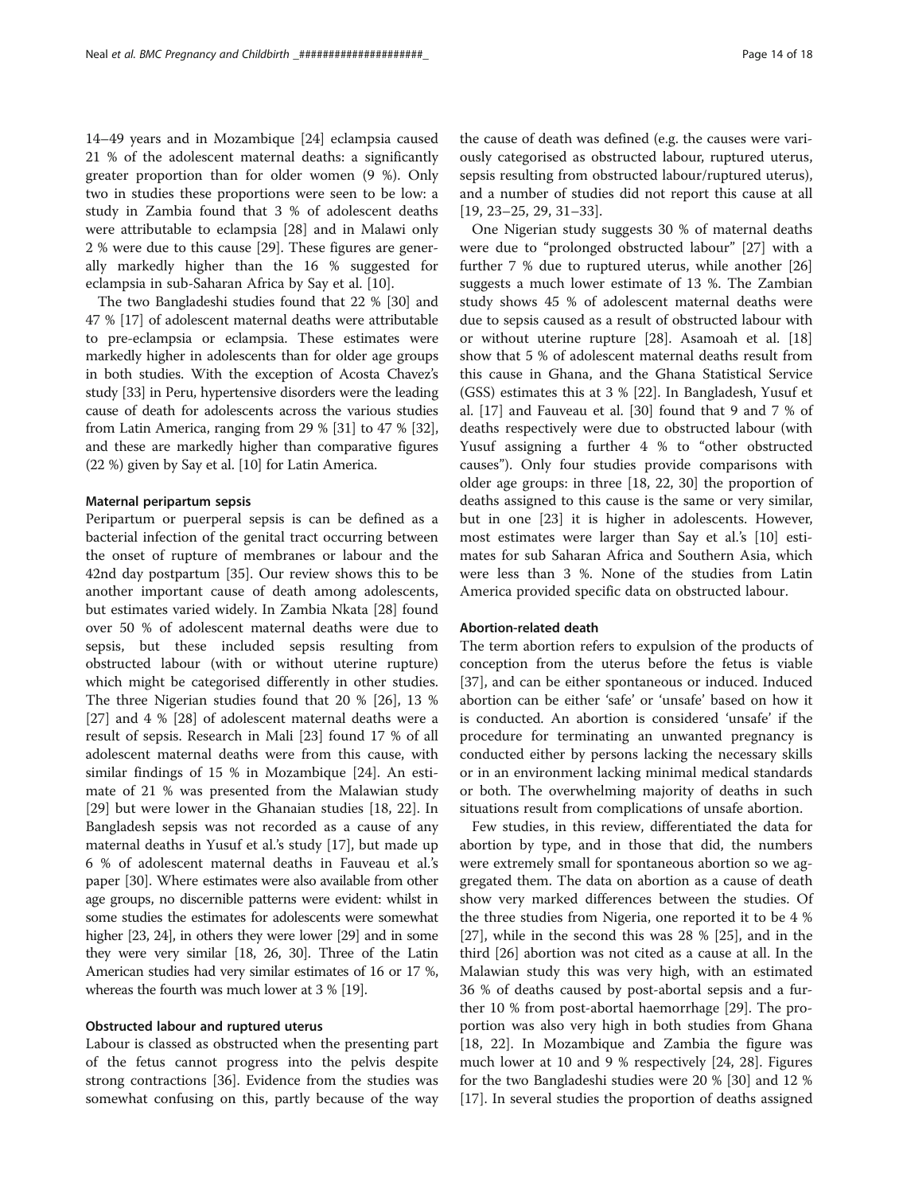14–49 years and in Mozambique [24] eclampsia caused 21 % of the adolescent maternal deaths: a significantly greater proportion than for older women (9 %). Only two in studies these proportions were seen to be low: a study in Zambia found that 3 % of adolescent deaths were attributable to eclampsia [28] and in Malawi only 2 % were due to this cause [29]. These figures are generally markedly higher than the 16 % suggested for eclampsia in sub-Saharan Africa by Say et al. [10].

The two Bangladeshi studies found that 22 % [30] and 47 % [17] of adolescent maternal deaths were attributable to pre-eclampsia or eclampsia. These estimates were markedly higher in adolescents than for older age groups in both studies. With the exception of Acosta Chavez's study [33] in Peru, hypertensive disorders were the leading cause of death for adolescents across the various studies from Latin America, ranging from 29 % [31] to 47 % [32], and these are markedly higher than comparative figures (22 %) given by Say et al. [10] for Latin America.

#### Maternal peripartum sepsis

Peripartum or puerperal sepsis is can be defined as a bacterial infection of the genital tract occurring between the onset of rupture of membranes or labour and the 42nd day postpartum [35]. Our review shows this to be another important cause of death among adolescents, but estimates varied widely. In Zambia Nkata [28] found over 50 % of adolescent maternal deaths were due to sepsis, but these included sepsis resulting from obstructed labour (with or without uterine rupture) which might be categorised differently in other studies. The three Nigerian studies found that 20 % [26], 13 % [27] and 4 % [28] of adolescent maternal deaths were a result of sepsis. Research in Mali [23] found 17 % of all adolescent maternal deaths were from this cause, with similar findings of 15 % in Mozambique [24]. An estimate of 21 % was presented from the Malawian study [29] but were lower in the Ghanaian studies [18, 22]. In Bangladesh sepsis was not recorded as a cause of any maternal deaths in Yusuf et al.'s study [17], but made up 6 % of adolescent maternal deaths in Fauveau et al.'s paper [30]. Where estimates were also available from other age groups, no discernible patterns were evident: whilst in some studies the estimates for adolescents were somewhat higher [23, 24], in others they were lower [29] and in some they were very similar [18, 26, 30]. Three of the Latin American studies had very similar estimates of 16 or 17 %, whereas the fourth was much lower at 3 % [19].

#### Obstructed labour and ruptured uterus

Labour is classed as obstructed when the presenting part of the fetus cannot progress into the pelvis despite strong contractions [36]. Evidence from the studies was somewhat confusing on this, partly because of the way the cause of death was defined (e.g. the causes were variously categorised as obstructed labour, ruptured uterus, sepsis resulting from obstructed labour/ruptured uterus), and a number of studies did not report this cause at all [19, 23–25, 29, 31–33].

One Nigerian study suggests 30 % of maternal deaths were due to "prolonged obstructed labour" [27] with a further 7 % due to ruptured uterus, while another [26] suggests a much lower estimate of 13 %. The Zambian study shows 45 % of adolescent maternal deaths were due to sepsis caused as a result of obstructed labour with or without uterine rupture [28]. Asamoah et al. [18] show that 5 % of adolescent maternal deaths result from this cause in Ghana, and the Ghana Statistical Service (GSS) estimates this at 3 % [22]. In Bangladesh, Yusuf et al. [17] and Fauveau et al. [30] found that 9 and 7 % of deaths respectively were due to obstructed labour (with Yusuf assigning a further 4 % to "other obstructed causes"). Only four studies provide comparisons with older age groups: in three [18, 22, 30] the proportion of deaths assigned to this cause is the same or very similar, but in one [23] it is higher in adolescents. However, most estimates were larger than Say et al.'s [10] estimates for sub Saharan Africa and Southern Asia, which were less than 3 %. None of the studies from Latin America provided specific data on obstructed labour.

#### Abortion-related death

The term abortion refers to expulsion of the products of conception from the uterus before the fetus is viable [37], and can be either spontaneous or induced. Induced abortion can be either 'safe' or 'unsafe' based on how it is conducted. An abortion is considered 'unsafe' if the procedure for terminating an unwanted pregnancy is conducted either by persons lacking the necessary skills or in an environment lacking minimal medical standards or both. The overwhelming majority of deaths in such situations result from complications of unsafe abortion.

Few studies, in this review, differentiated the data for abortion by type, and in those that did, the numbers were extremely small for spontaneous abortion so we aggregated them. The data on abortion as a cause of death show very marked differences between the studies. Of the three studies from Nigeria, one reported it to be 4 % [27], while in the second this was 28 % [25], and in the third [26] abortion was not cited as a cause at all. In the Malawian study this was very high, with an estimated 36 % of deaths caused by post-abortal sepsis and a further 10 % from post-abortal haemorrhage [29]. The proportion was also very high in both studies from Ghana [18, 22]. In Mozambique and Zambia the figure was much lower at 10 and 9 % respectively [24, 28]. Figures for the two Bangladeshi studies were 20 % [30] and 12 % [17]. In several studies the proportion of deaths assigned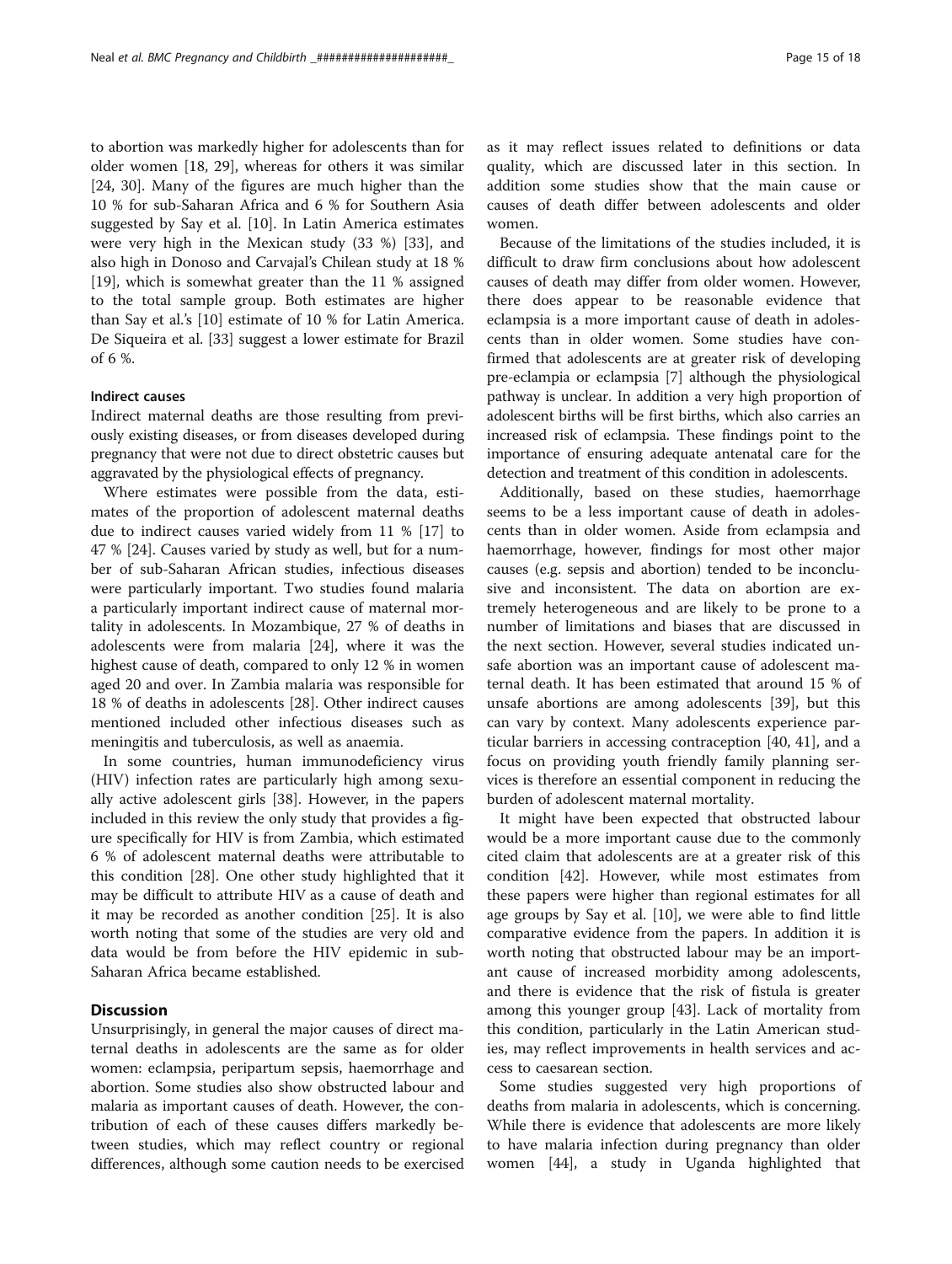to abortion was markedly higher for adolescents than for older women [18, 29], whereas for others it was similar [24, 30]. Many of the figures are much higher than the 10 % for sub-Saharan Africa and 6 % for Southern Asia suggested by Say et al. [10]. In Latin America estimates were very high in the Mexican study (33 %) [33], and also high in Donoso and Carvajal's Chilean study at 18 % [19], which is somewhat greater than the 11 % assigned to the total sample group. Both estimates are higher than Say et al.'s [10] estimate of 10 % for Latin America. De Siqueira et al. [33] suggest a lower estimate for Brazil of 6 %.

#### Indirect causes

Indirect maternal deaths are those resulting from previously existing diseases, or from diseases developed during pregnancy that were not due to direct obstetric causes but aggravated by the physiological effects of pregnancy.

Where estimates were possible from the data, estimates of the proportion of adolescent maternal deaths due to indirect causes varied widely from 11 % [17] to 47 % [24]. Causes varied by study as well, but for a number of sub-Saharan African studies, infectious diseases were particularly important. Two studies found malaria a particularly important indirect cause of maternal mortality in adolescents. In Mozambique, 27 % of deaths in adolescents were from malaria [24], where it was the highest cause of death, compared to only 12 % in women aged 20 and over. In Zambia malaria was responsible for 18 % of deaths in adolescents [28]. Other indirect causes mentioned included other infectious diseases such as meningitis and tuberculosis, as well as anaemia.

In some countries, human immunodeficiency virus (HIV) infection rates are particularly high among sexually active adolescent girls [38]. However, in the papers included in this review the only study that provides a figure specifically for HIV is from Zambia, which estimated 6 % of adolescent maternal deaths were attributable to this condition [28]. One other study highlighted that it may be difficult to attribute HIV as a cause of death and it may be recorded as another condition [25]. It is also worth noting that some of the studies are very old and data would be from before the HIV epidemic in sub-Saharan Africa became established.

## Discussion

Unsurprisingly, in general the major causes of direct maternal deaths in adolescents are the same as for older women: eclampsia, peripartum sepsis, haemorrhage and abortion. Some studies also show obstructed labour and malaria as important causes of death. However, the contribution of each of these causes differs markedly between studies, which may reflect country or regional differences, although some caution needs to be exercised as it may reflect issues related to definitions or data quality, which are discussed later in this section. In addition some studies show that the main cause or causes of death differ between adolescents and older women.

Because of the limitations of the studies included, it is difficult to draw firm conclusions about how adolescent causes of death may differ from older women. However, there does appear to be reasonable evidence that eclampsia is a more important cause of death in adolescents than in older women. Some studies have confirmed that adolescents are at greater risk of developing pre-eclampia or eclampsia [7] although the physiological pathway is unclear. In addition a very high proportion of adolescent births will be first births, which also carries an increased risk of eclampsia. These findings point to the importance of ensuring adequate antenatal care for the detection and treatment of this condition in adolescents.

Additionally, based on these studies, haemorrhage seems to be a less important cause of death in adolescents than in older women. Aside from eclampsia and haemorrhage, however, findings for most other major causes (e.g. sepsis and abortion) tended to be inconclusive and inconsistent. The data on abortion are extremely heterogeneous and are likely to be prone to a number of limitations and biases that are discussed in the next section. However, several studies indicated unsafe abortion was an important cause of adolescent maternal death. It has been estimated that around 15 % of unsafe abortions are among adolescents [39], but this can vary by context. Many adolescents experience particular barriers in accessing contraception [40, 41], and a focus on providing youth friendly family planning services is therefore an essential component in reducing the burden of adolescent maternal mortality.

It might have been expected that obstructed labour would be a more important cause due to the commonly cited claim that adolescents are at a greater risk of this condition [42]. However, while most estimates from these papers were higher than regional estimates for all age groups by Say et al. [10], we were able to find little comparative evidence from the papers. In addition it is worth noting that obstructed labour may be an important cause of increased morbidity among adolescents, and there is evidence that the risk of fistula is greater among this younger group [43]. Lack of mortality from this condition, particularly in the Latin American studies, may reflect improvements in health services and access to caesarean section.

Some studies suggested very high proportions of deaths from malaria in adolescents, which is concerning. While there is evidence that adolescents are more likely to have malaria infection during pregnancy than older women [44], a study in Uganda highlighted that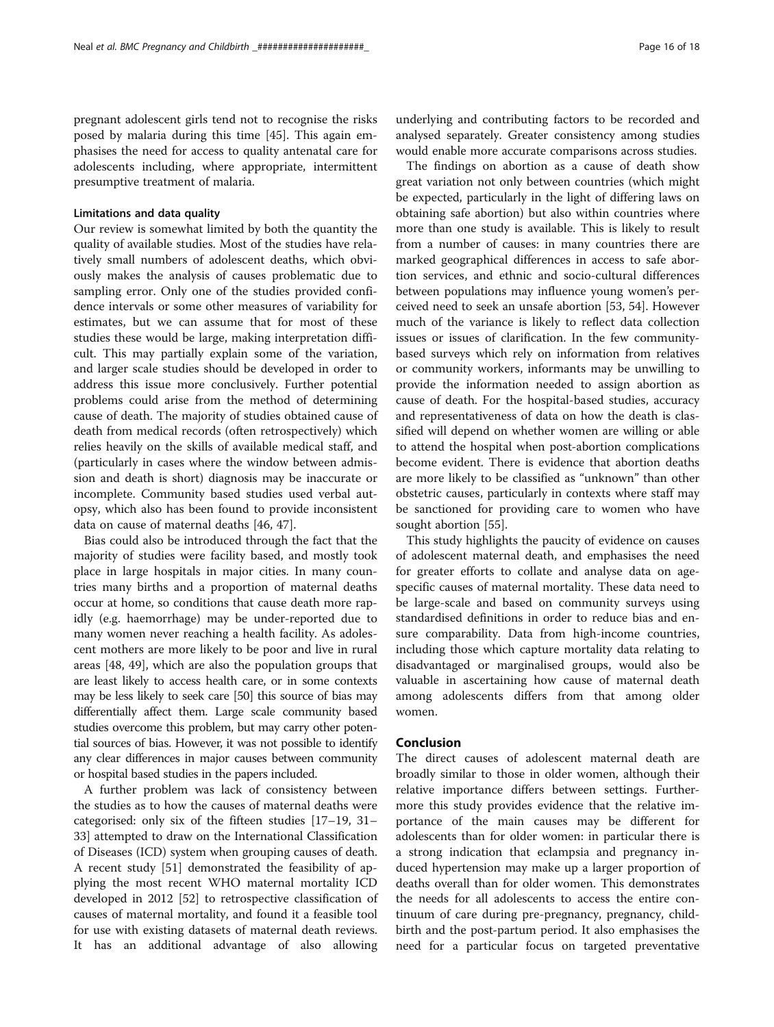pregnant adolescent girls tend not to recognise the risks posed by malaria during this time [45]. This again emphasises the need for access to quality antenatal care for adolescents including, where appropriate, intermittent presumptive treatment of malaria.

### Limitations and data quality

Our review is somewhat limited by both the quantity the quality of available studies. Most of the studies have relatively small numbers of adolescent deaths, which obviously makes the analysis of causes problematic due to sampling error. Only one of the studies provided confidence intervals or some other measures of variability for estimates, but we can assume that for most of these studies these would be large, making interpretation difficult. This may partially explain some of the variation, and larger scale studies should be developed in order to address this issue more conclusively. Further potential problems could arise from the method of determining cause of death. The majority of studies obtained cause of death from medical records (often retrospectively) which relies heavily on the skills of available medical staff, and (particularly in cases where the window between admission and death is short) diagnosis may be inaccurate or incomplete. Community based studies used verbal autopsy, which also has been found to provide inconsistent data on cause of maternal deaths [46, 47].

Bias could also be introduced through the fact that the majority of studies were facility based, and mostly took place in large hospitals in major cities. In many countries many births and a proportion of maternal deaths occur at home, so conditions that cause death more rapidly (e.g. haemorrhage) may be under-reported due to many women never reaching a health facility. As adolescent mothers are more likely to be poor and live in rural areas [48, 49], which are also the population groups that are least likely to access health care, or in some contexts may be less likely to seek care [50] this source of bias may differentially affect them. Large scale community based studies overcome this problem, but may carry other potential sources of bias. However, it was not possible to identify any clear differences in major causes between community or hospital based studies in the papers included.

A further problem was lack of consistency between the studies as to how the causes of maternal deaths were categorised: only six of the fifteen studies [17–19, 31–33] attempted to draw on the International Classification of Diseases (ICD) system when grouping causes of death. A recent study [51] demonstrated the feasibility of applying the most recent WHO maternal mortality ICD developed in 2012 [52] to retrospective classification of causes of maternal mortality, and found it a feasible tool for use with existing datasets of maternal death reviews. It has an additional advantage of also allowing underlying and contributing factors to be recorded and analysed separately. Greater consistency among studies would enable more accurate comparisons across studies.

The findings on abortion as a cause of death show great variation not only between countries (which might be expected, particularly in the light of differing laws on obtaining safe abortion) but also within countries where more than one study is available. This is likely to result from a number of causes: in many countries there are marked geographical differences in access to safe abortion services, and ethnic and socio-cultural differences between populations may influence young women's perceived need to seek an unsafe abortion [53, 54]. However much of the variance is likely to reflect data collection issues or issues of clarification. In the few community-based surveys which rely on information from relatives or community workers, informants may be unwilling to provide the information needed to assign abortion as cause of death. For the hospital-based studies, accuracy and representativeness of data on how the death is classified will depend on whether women are willing or able to attend the hospital when post-abortion complications become evident. There is evidence that abortion deaths are more likely to be classified as "unknown" than other obstetric causes, particularly in contexts where staff may be sanctioned for providing care to women who have sought abortion [55].

This study highlights the paucity of evidence on causes of adolescent maternal death, and emphasises the need for greater efforts to collate and analyse data on age-specific causes of maternal mortality. These data need to be large-scale and based on community surveys using standardised definitions in order to reduce bias and ensure comparability. Data from high-income countries, including those which capture mortality data relating to disadvantaged or marginalised groups, would also be valuable in ascertaining how cause of maternal death among adolescents differs from that among older women.

## Conclusion

The direct causes of adolescent maternal death are broadly similar to those in older women, although their relative importance differs between settings. Furthermore this study provides evidence that the relative importance of the main causes may be different for adolescents than for older women: in particular there is a strong indication that eclampsia and pregnancy induced hypertension may make up a larger proportion of deaths overall than for older women. This demonstrates the needs for all adolescents to access the entire continuum of care during pre-pregnancy, pregnancy, childbirth and the post-partum period. It also emphasises the need for a particular focus on targeted preventative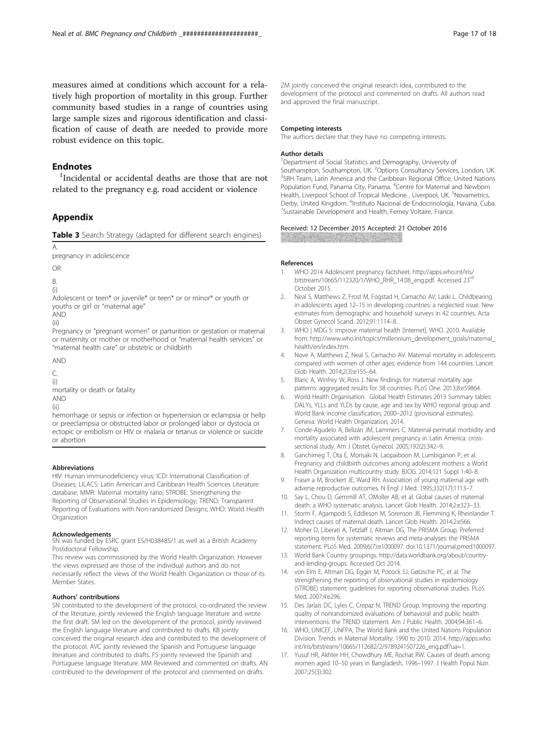measures aimed at conditions which account for a relatively high proportion of mortality in this group. Further community based studies in a range of countries using large sample sizes and rigorous identification and classification of cause of death are needed to provide more robust evidence on this topic.

## Endnotes

[1]Incidental or accidental deaths are those that are not related to the pregnancy e.g. road accident or violence

## Appendix

**Table 3** Search Strategy (adapted for different search engines)

| |
|---|
| A. |
| pregnancy in adolescence |
| OR |
| B. |
| (i) |
| Adolescent or teen* or juvenile* or teen* or or minor* or youth or youths or girl or "maternal age" |
| AND |
| (ii) |
| Pregnancy or "pregnant women" or parturition or gestation or maternal or maternity or mother or motherhood or "maternal health services" or "maternal health care" or obstetric or childbirth |
| AND |
| C. |
| (i) |
| mortality or death or fatality |
| AND |
| (ii) |
| hemorrhage or sepsis or infection or hypertension or eclampsia or hellp or preeclampsia or obstructed labor or prolonged labor or dystocia or ectopic or embolism or HIV or malaria or tetanus or violence or suicide or abortion |

### Abbreviations

HIV: Human immunodeficiency virus; ICD: International Classification of Diseases; LILACS: Latin American and Caribbean Health Sciences Literature database; MMR: Maternal mortality ratio; STROBE: Strengthening the Reporting of Observational Studies in Epidemiology; TREND: Transparent Reporting of Evaluations with Non-randomized Designs; WHO: World Health Organization

### Acknowledgements

SN was funded by ESRC grant ES/H038485/1 as well as a British Academy Postdoctoral Fellowship.

This review was commissioned by the World Health Organization. However the views expressed are those of the individual authors and do not necessarily reflect the views of the World Health Organization or those of its Member States.

### Authors' contributions

SN contributed to the development of the protocol, co-ordinated the review of the literature, jointly reviewed the English language literature and wrote the first draft. SM led on the development of the protocol, jointly reviewed the English language literature and contributed to drafts. KB jointly conceived the original research idea and contributed to the development of the protocol. AVC jointly reviewed the Spanish and Portuguese language literature and contributed to drafts. FS jointly reviewed the Spanish and Portuguese language literature. MM Reviewed and commented on drafts. AN contributed to the development of the protocol and commented on drafts. ZM jointly conceived the original research idea, contributed to the development of the protocol and commented on drafts. All authors read and approved the final manuscript.

### Competing interests

The authors declare that they have no competing interests.

### Author details

[1]Department of Social Statistics and Demography, University of Southampton, Southampton, UK. [2]Options Consultancy Services, London, UK. [3]SRH Team, Latin America and the Caribbean Regional Office, United Nations Population Fund, Panama City, Panama. [4]Centre for Maternal and Newborn Health, Liverpool School of Tropical Medicine , Liverpool, UK. [5]Novametrics, Derby, United Kingdom. [6]Instituto Nacional de Endocrinología, Havana, Cuba. [7]Sustainable Development and Health, Ferney Voltaire, France.

Received: 12 December 2015 Accepted: 21 October 2016

### References

1. WHO 2014 Adolescent pregnancy factsheet. http://apps.who.int/iris/bitstream/10665/112320/1/WHO_RHR_14.08_eng.pdf. Accessed 23rd October 2015.
2. Neal S, Matthews Z, Frost M, Fogstad H, Camacho AV, Laski L. Childbearing in adolescents aged 12–15 in developing countries: a neglected issue. New estimates from demographic and household surveys in 42 countries. Acta Obstet Gynecol Scand. 2012;91:1114–8.
3. WHO | MDG 5: improve maternal health [Internet]. WHO. 2010. Available from: http://www.who.int/topics/millennium_development_goals/maternal_health/en/index.htm.
4. Nove A, Matthews Z, Neal S, Camacho AV. Maternal mortality in adolescents compared with women of other ages: evidence from 144 countries. Lancet Glob Health. 2014;2(3):e155–64.
5. Blanc A, Winfrey W, Ross J. New findings for maternal mortality age patterns: aggregated results for 38 countries. PLoS One. 2013;8:e59864.
6. World Health Organisation. Global Health Estimates 2013 Summary tables: DALYs, YLLs and YLDs by cause, age and sex by WHO regional group and World Bank income classification, 2000–2012 (provisional estimates). Geneva: World Health Organization; 2014.
7. Conde-Agudelo A, Belizán JM, Lammers C. Maternal-perinatal morbidity and mortality associated with adolescent pregnancy in Latin America: cross-sectional study. Am J Obstet Gynecol. 2005;192(2):342–9.
8. Ganchimeg T, Ota E, Morisaki N, Laopaiboon M, Lumbiganon P, et al. Pregnancy and childbirth outcomes among adolescent mothers: a World Health Organization multicountry study. BJOG. 2014;121 Suppl 1:40–8.
9. Fraser a M, Brockert JE, Ward RH. Association of young maternal age with adverse reproductive outcomes. N Engl J Med. 1995;332(17):1113–7.
10. Say L, Chou D, Gemmill AT, OMoller AB, et al. Global causes of maternal death: a WHO systematic analysis. Lancet Glob Health. 2014;2:e323–33.
11. Storm F, Agampodi S, Eddleson M, Sorenson JB, Flemming K, Rheinlander T. Indirect causes of maternal death. Lancet Glob Health. 2014;2:e566.
12. Moher D, Liberati A, Tetzlaff J, Altman DG, The PRISMA Group. Preferred reporting items for systematic reviews and meta-analyses: the PRISMA statement. PLoS Med. 2009;6(7):e1000097. doi:10.1371/journal.pmed1000097.
13. World Bank Country groupings. http://data.worldbank.org/about/country-and-lending-groups. Accessed Oct 2014.
14. von Elm E, Altman DG, Egger M, Pocock SJ, Gøtzsche PC, et al. The strengthening the reporting of observational studies in epidemiology (STROBE) statement: guidelines for reporting observational studies. PLoS Med. 2007;4:e296.
15. Des Jarlais DC, Lyles C, Crepaz N, TREND Group. Improving the reporting quality of nonrandomized evaluations of behavioral and public health interventions: the TREND statement. Am J Public Health. 2004;94:361–6.
16. WHO, UNICEF, UNFPA, The World Bank and the United Nations Population Division. Trends in Maternal Mortality: 1990 to 2010. 2014. http://apps.who.int/iris/bitstream/10665/112682/2/9789241507226_eng.pdf?ua=1.
17. Yusuf HR, Akhter HH, Chowdhury ME, Rochat RW. Causes of death among women aged 10–50 years in Bangladesh, 1996–1997. J Health Popul Nutr. 2007;25(3):302.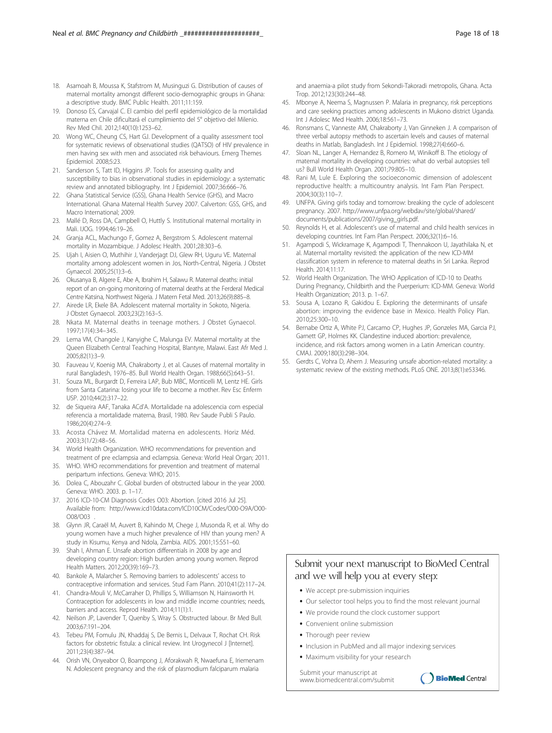18. Asamoah B, Moussa K, Stafstrom M, Musinguzi G. Distribution of causes of maternal mortality amongst different socio-demographic groups in Ghana: a descriptive study. BMC Public Health. 2011;11:159.
19. Donoso ES, Carvajal C. El cambio del perfil epidemiológico de la mortalidad materna en Chile dificultará el cumplimiento del 5° objetivo del Milenio. Rev Med Chil. 2012;140(10):1253–62.
20. Wong WC, Cheung CS, Hart GJ. Development of a quality assessment tool for systematic reviews of observational studies (QATSO) of HIV prevalence in men having sex with men and associated risk behaviours. Emerg Themes Epidemiol. 2008;5:23.
21. Sanderson S, Tatt ID, Higgins JP. Tools for assessing quality and susceptibility to bias in observational studies in epidemiology: a systematic review and annotated bibliography. Int J Epidemiol. 2007;36:666–76.
22. Ghana Statistical Service (GSS), Ghana Health Service (GHS), and Macro International. Ghana Maternal Health Survey 2007. Calverton: GSS, GHS, and Macro International; 2009.
23. Mallé D, Ross DA, Campbell O, Huttly S. Institutional maternal mortality in Mali. IJOG. 1994;46:19–26.
24. Granja ACL, Machungo F, Gomez A, Bergstrom S. Adolescent maternal mortality in Mozambique. J Adolesc Health. 2001;28:303–6.
25. Ujah I, Aisien O, Muthihir J, Vanderjagt DJ, Glew RH, Uguru VE. Maternal mortality among adolescent women in Jos, North-Central, Nigeria. J Obstet Gynaecol. 2005;25(1):3–6.
26. Okusanya B, Algere E, Abe A, Ibrahim H, Salawu R. Maternal deaths: initial report of an on-going monitoring of maternal deaths at the Ferderal Medical Centre Katsina, Northwest Nigeria. J Matern Fetal Med. 2013;26(9):885–8.
27. Airede LR, Ekele BA. Adolescent maternal mortality in Sokoto, Nigeria. J Obstet Gynaecol. 2003;23(2):163–5.
28. Nkata M. Maternal deaths in teenage mothers. J Obstet Gynaecol. 1997;17(4):34–345.
29. Lema VM, Changole J, Kanyighe C, Malunga EV. Maternal mortality at the Queen Elizabeth Central Teaching Hospital, Blantyre, Malawi. East Afr Med J. 2005;82(1):3–9.
30. Fauveau V, Koenig MA, Chakraborty J, et al. Causes of maternal mortality in rural Bangladesh, 1976–85. Bull World Health Organ. 1988;66(5):643–51.
31. Souza ML, Burgardt D, Ferreira LAP, Bub MBC, Monticelli M, Lentz HE. Girls from Santa Catarina: losing your life to become a mother. Rev Esc Enferm USP. 2010;44(2):317–22.
32. de Siqueira AAF, Tanaka ACd'A. Mortalidade na adolescencia com especial referencia a mortalidade materna, Brasil, 1980. Rev Saude Publi S Paulo. 1986;20(4):274–9.
33. Acosta Chávez M. Mortalidad materna en adolescents. Horiz Méd. 2003;3(1/2):48–56.
34. World Health Organization. WHO recommendations for prevention and treatment of pre eclampsia and eclampsia. Geneva: World Heal Organ; 2011.
35. WHO. WHO recommendations for prevention and treatment of maternal peripartum infections. Geneva: WHO; 2015.
36. Dolea C, Abouzahr C. Global burden of obstructed labour in the year 2000. Geneva: WHO. 2003. p. 1–17.
37. 2016 ICD-10-CM Diagnosis Codes O03: Abortion. [cited 2016 Jul 25]. Available from: http://www.icd10data.com/ICD10CM/Codes/O00-O9A/O00-O08/O03 .
38. Glynn JR, Caraël M, Auvert B, Kahindo M, Chege J, Musonda R, et al. Why do young women have a much higher prevalence of HIV than young men? A study in Kisumu, Kenya and Ndola, Zambia. AIDS. 2001;15:S51–60.
39. Shah I, Ahman E. Unsafe abortion differentials in 2008 by age and developing country region: High burden among young women. Reprod Health Matters. 2012;20(39):169–73.
40. Bankole A, Malarcher S. Removing barriers to adolescents' access to contraceptive information and services. Stud Fam Plann. 2010;41(2):117–24.
41. Chandra-Mouli V, McCarraher D, Phillips S, Williamson N, Hainsworth H. Contraception for adolescents in low and middle income countries; needs, barriers and access. Reprod Health. 2014;11(1):1.
42. Neilson JP, Lavender T, Quenby S, Wray S. Obstructed labour. Br Med Bull. 2003;67:191–204.
43. Tebeu PM, Fomulu JN, Khaddaj S, De Bernis L, Delvaux T, Rochat CH. Risk factors for obstetric fistula: a clinical review. Int Urogynecol J [Internet]. 2011;23(4):387–94.
44. Orish VN, Onyeabor O, Boampong J, Aforakwah R, Nwaefuna E, Iriemenam N. Adolescent pregnancy and the risk of plasmodium falciparum malaria and anaemia-a pilot study from Sekondi-Takoradi metropolis, Ghana. Acta Trop. 2012;123(30):244–48.
45. Mbonye A, Neema S, Magnussen P. Malaria in pregnancy, risk perceptions and care seeking practices among adolescents in Mukono district Uganda. Int J Adolesc Med Health. 2006;18:561–73.
46. Ronsmans C, Vanneste AM, Chakraborty J, Van Ginneken J. A comparison of three verbal autopsy methods to ascertain levels and causes of maternal deaths in Matlab, Bangladesh. Int J Epidemiol. 1998;27(4):660–6.
47. Sloan NL, Langer A, Hernandez B, Romero M, Winikoff B. The etiology of maternal mortality in developing countries: what do verbal autopsies tell us? Bull World Health Organ. 2001;79:805–10.
48. Rani M, Lule E. Exploring the socioeconomic dimension of adolescent reproductive health: a multicountry analysis. Int Fam Plan Perspect. 2004;30(3):110–7.
49. UNFPA. Giving girls today and tomorrow: breaking the cycle of adolescent pregnancy. 2007. http://www.unfpa.org/webdav/site/global/shared/documents/publications/2007/giving_girls.pdf.
50. Reynolds H, et al. Adolescent's use of maternal and child health services in developing countries. Int Fam Plan Perspect. 2006;32(1):6–16.
51. Agampodi S, Wickramage K, Agampodi T, Thennakoon U, Jayathilaka N, et al. Maternal mortality revisited: the application of the new ICD-MM classification system in reference to maternal deaths in Sri Lanka. Reprod Health. 2014;11:17.
52. World Health Organization. The WHO Application of ICD-10 to Deaths During Pregnancy, Childbirth and the Puerperium: ICD-MM. Geneva: World Health Organization; 2013. p. 1–67.
53. Sousa A, Lozano R, Gakidou E. Exploring the determinants of unsafe abortion: improving the evidence base in Mexico. Health Policy Plan. 2010;25:300–10.
54. Bernabe Ortiz A, White PJ, Carcamo CP, Hughes JP, Gonzeles MA, Garcia PJ, Garnett GP, Holmes KK. Clandestine induced abortion: prevalence, incidence, and risk factors among women in a Latin American country. CMAJ. 2009;180(3):298–304.
55. Gerdts C, Vohra D, Ahern J. Measuring unsafe abortion-related mortality: a systematic review of the existing methods. PLoS ONE. 2013;8(1):e53346.

Submit your next manuscript to BioMed Central and we will help you at every step:

- We accept pre-submission inquiries
- Our selector tool helps you to find the most relevant journal
- We provide round the clock customer support
- Convenient online submission
- Thorough peer review
- Inclusion in PubMed and all major indexing services
- Maximum visibility for your research

Submit your manuscript at
www.biomedcentral.com/submit